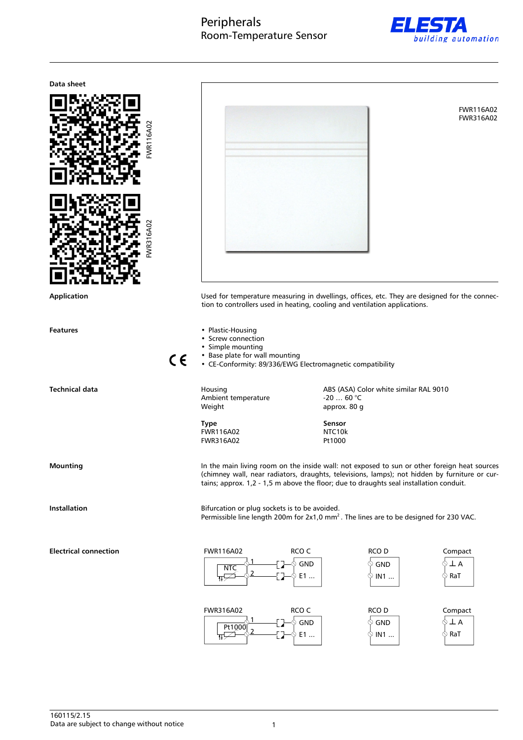# Peripherals
## Room-Temperature Sensor

**ELESTA** building automation

**Data sheet**

FWR116A02

FWR316A02

FWR116A02
FWR316A02

**Application**

Used for temperature measuring in dwellings, offices, etc. They are designed for the connection to controllers used in heating, cooling and ventilation applications.

**Features**

- Plastic-Housing
- Screw connection
- Simple mounting
- Base plate for wall mounting
- CE-Conformity: 89/336/EWG Electromagnetic compatibility

**Technical data**

| | |
|---|---|
| Housing | ABS (ASA) Color white similar RAL 9010 |
| Ambient temperature | -20 … 60 °C |
| Weight | approx. 80 g |

| **Type** | **Sensor** |
|---|---|
| FWR116A02 | NTC10k |
| FWR316A02 | Pt1000 |

**Mounting**

In the main living room on the inside wall: not exposed to sun or other foreign heat sources (chimney wall, near radiators, draughts, televisions, lamps); not hidden by furniture or curtains; approx. 1,2 - 1,5 m above the floor; due to draughts seal installation conduit.

**Installation**

Bifurcation or plug sockets is to be avoided.
Permissible line length 200m for 2x1,0 mm². The lines are to be designed for 230 VAC.

**Electrical connection**

FWR116A02: NTC, terminals 1, 2 — RCO C: GND, E1 … — RCO D: GND, IN1 … — Compact: ⊥ A, RaT

FWR316A02: Pt1000, terminals 1, 2 — RCO C: GND, E1 … — RCO D: GND, IN1 … — Compact: ⊥ A, RaT

160115/2.15
Data are subject to change without notice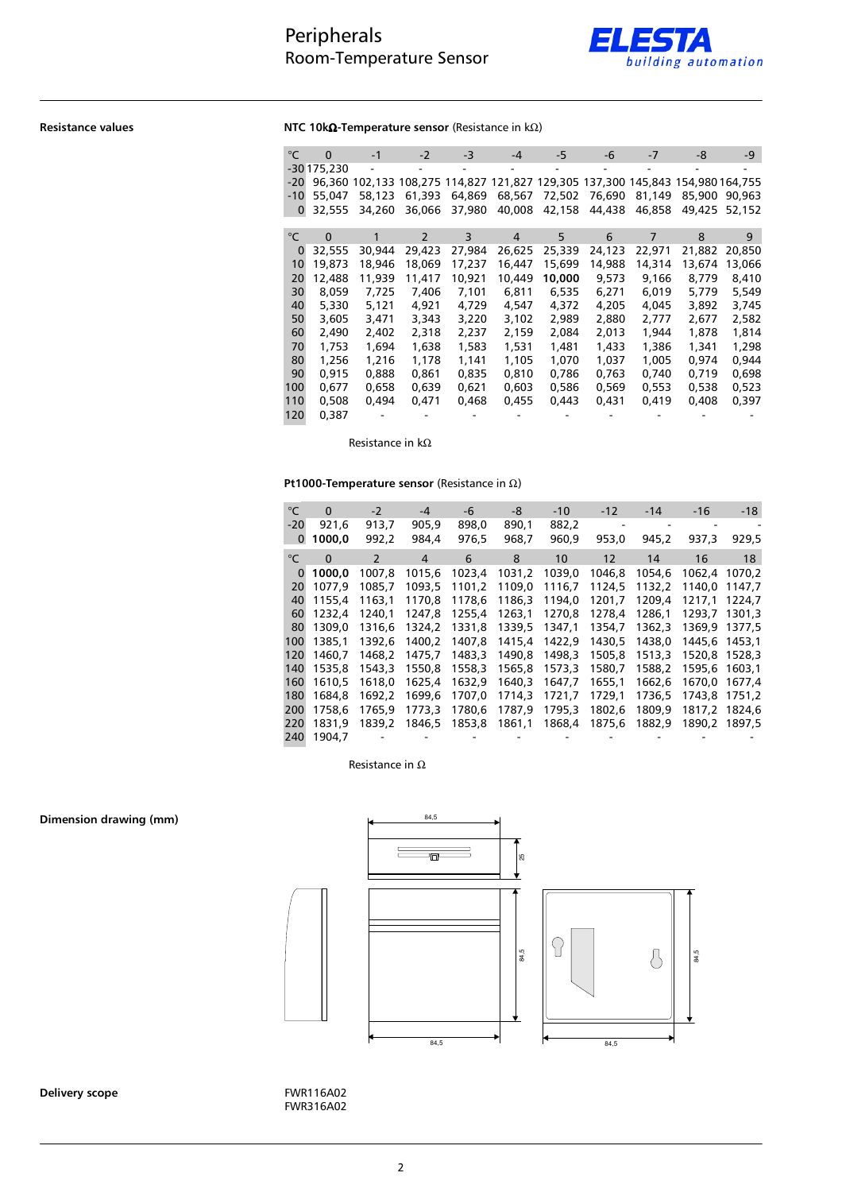**Resistance values**

**NTC 10kΩ-Temperature sensor** (Resistance in kΩ)

| °C | 0 | -1 | -2 | -3 | -4 | -5 | -6 | -7 | -8 | -9 |
|---|---|---|---|---|---|---|---|---|---|---|
| -30 | 175,230 | - | - | - | - | - | - | - | - | - |
| -20 | 96,360 | 102,133 | 108,275 | 114,827 | 121,827 | 129,305 | 137,300 | 145,843 | 154,980 | 164,755 |
| -10 | 55,047 | 58,123 | 61,393 | 64,869 | 68,567 | 72,502 | 76,690 | 81,149 | 85,900 | 90,963 |
| 0 | 32,555 | 34,260 | 36,066 | 37,980 | 40,008 | 42,158 | 44,438 | 46,858 | 49,425 | 52,152 |

| °C | 0 | 1 | 2 | 3 | 4 | 5 | 6 | 7 | 8 | 9 |
|---|---|---|---|---|---|---|---|---|---|---|
| 0 | 32,555 | 30,944 | 29,423 | 27,984 | 26,625 | 25,339 | 24,123 | 22,971 | 21,882 | 20,850 |
| 10 | 19,873 | 18,946 | 18,069 | 17,237 | 16,447 | 15,699 | 14,988 | 14,314 | 13,674 | 13,066 |
| 20 | 12,488 | 11,939 | 11,417 | 10,921 | 10,449 | **10,000** | 9,573 | 9,166 | 8,779 | 8,410 |
| 30 | 8,059 | 7,725 | 7,406 | 7,101 | 6,811 | 6,535 | 6,271 | 6,019 | 5,779 | 5,549 |
| 40 | 5,330 | 5,121 | 4,921 | 4,729 | 4,547 | 4,372 | 4,205 | 4,045 | 3,892 | 3,745 |
| 50 | 3,605 | 3,471 | 3,343 | 3,220 | 3,102 | 2,989 | 2,880 | 2,777 | 2,677 | 2,582 |
| 60 | 2,490 | 2,402 | 2,318 | 2,237 | 2,159 | 2,084 | 2,013 | 1,944 | 1,878 | 1,814 |
| 70 | 1,753 | 1,694 | 1,638 | 1,583 | 1,531 | 1,481 | 1,433 | 1,386 | 1,341 | 1,298 |
| 80 | 1,256 | 1,216 | 1,178 | 1,141 | 1,105 | 1,070 | 1,037 | 1,005 | 0,974 | 0,944 |
| 90 | 0,915 | 0,888 | 0,861 | 0,835 | 0,810 | 0,786 | 0,763 | 0,740 | 0,719 | 0,698 |
| 100 | 0,677 | 0,658 | 0,639 | 0,621 | 0,603 | 0,586 | 0,569 | 0,553 | 0,538 | 0,523 |
| 110 | 0,508 | 0,494 | 0,471 | 0,468 | 0,455 | 0,443 | 0,431 | 0,419 | 0,408 | 0,397 |
| 120 | 0,387 | - | - | - | - | - | - | - | - | - |

Resistance in kΩ

**Pt1000-Temperature sensor** (Resistance in Ω)

| °C | 0 | -2 | -4 | -6 | -8 | -10 | -12 | -14 | -16 | -18 |
|---|---|---|---|---|---|---|---|---|---|---|
| -20 | 921,6 | 913,7 | 905,9 | 898,0 | 890,1 | 882,2 | - | - | - | - |
| 0 | **1000,0** | 992,2 | 984,4 | 976,5 | 968,7 | 960,9 | 953,0 | 945,2 | 937,3 | 929,5 |

| °C | 0 | 2 | 4 | 6 | 8 | 10 | 12 | 14 | 16 | 18 |
|---|---|---|---|---|---|---|---|---|---|---|
| 0 | **1000,0** | 1007,8 | 1015,6 | 1023,4 | 1031,2 | 1039,0 | 1046,8 | 1054,6 | 1062,4 | 1070,2 |
| 20 | 1077,9 | 1085,7 | 1093,5 | 1101,2 | 1109,0 | 1116,7 | 1124,5 | 1132,2 | 1140,0 | 1147,7 |
| 40 | 1155,4 | 1163,1 | 1170,8 | 1178,6 | 1186,3 | 1194,0 | 1201,7 | 1209,4 | 1217,1 | 1224,7 |
| 60 | 1232,4 | 1240,1 | 1247,8 | 1255,4 | 1263,1 | 1270,8 | 1278,4 | 1286,1 | 1293,7 | 1301,3 |
| 80 | 1309,0 | 1316,6 | 1324,2 | 1331,8 | 1339,5 | 1347,1 | 1354,7 | 1362,3 | 1369,9 | 1377,5 |
| 100 | 1385,1 | 1392,6 | 1400,2 | 1407,8 | 1415,4 | 1422,9 | 1430,5 | 1438,0 | 1445,6 | 1453,1 |
| 120 | 1460,7 | 1468,2 | 1475,7 | 1483,3 | 1490,8 | 1498,3 | 1505,8 | 1513,3 | 1520,8 | 1528,3 |
| 140 | 1535,8 | 1543,3 | 1550,8 | 1558,3 | 1565,8 | 1573,3 | 1580,7 | 1588,2 | 1595,6 | 1603,1 |
| 160 | 1610,5 | 1618,0 | 1625,4 | 1632,9 | 1640,3 | 1647,7 | 1655,1 | 1662,6 | 1670,0 | 1677,4 |
| 180 | 1684,8 | 1692,2 | 1699,6 | 1707,0 | 1714,3 | 1721,7 | 1729,1 | 1736,5 | 1743,8 | 1751,2 |
| 200 | 1758,6 | 1765,9 | 1773,3 | 1780,6 | 1787,9 | 1795,3 | 1802,6 | 1809,9 | 1817,2 | 1824,6 |
| 220 | 1831,9 | 1839,2 | 1846,5 | 1853,8 | 1861,1 | 1868,4 | 1875,6 | 1882,9 | 1890,2 | 1897,5 |
| 240 | 1904,7 | - | - | - | - | - | - | - | - | - |

Resistance in Ω

**Dimension drawing (mm)**

84,5
25
84,5
84,5
84,5
84,5

**Delivery scope**

FWR116A02
FWR316A02